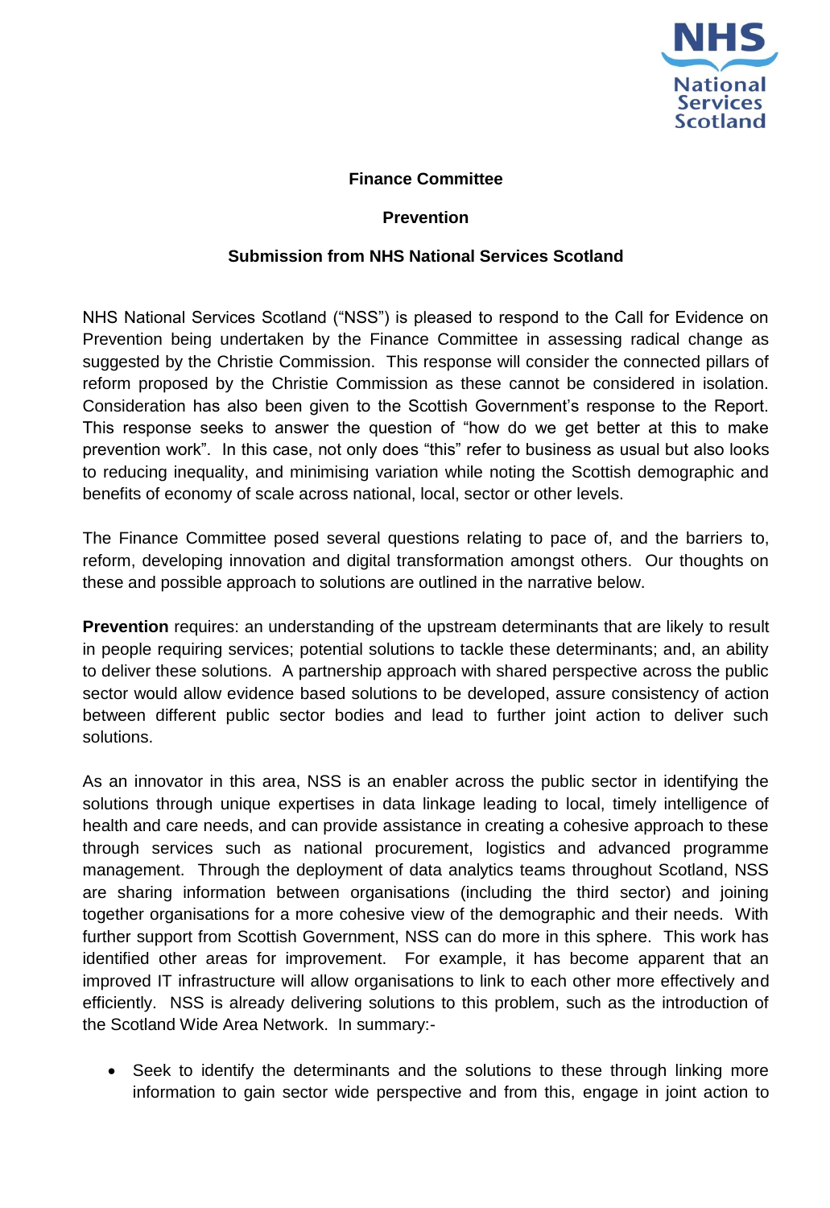**Finance Committee**

**Prevention**

**Submission from NHS National Services Scotland**

NHS National Services Scotland ("NSS") is pleased to respond to the Call for Evidence on Prevention being undertaken by the Finance Committee in assessing radical change as suggested by the Christie Commission. This response will consider the connected pillars of reform proposed by the Christie Commission as these cannot be considered in isolation. Consideration has also been given to the Scottish Government's response to the Report. This response seeks to answer the question of "how do we get better at this to make prevention work". In this case, not only does "this" refer to business as usual but also looks to reducing inequality, and minimising variation while noting the Scottish demographic and benefits of economy of scale across national, local, sector or other levels.

The Finance Committee posed several questions relating to pace of, and the barriers to, reform, developing innovation and digital transformation amongst others. Our thoughts on these and possible approach to solutions are outlined in the narrative below.

**Prevention** requires: an understanding of the upstream determinants that are likely to result in people requiring services; potential solutions to tackle these determinants; and, an ability to deliver these solutions. A partnership approach with shared perspective across the public sector would allow evidence based solutions to be developed, assure consistency of action between different public sector bodies and lead to further joint action to deliver such solutions.

As an innovator in this area, NSS is an enabler across the public sector in identifying the solutions through unique expertises in data linkage leading to local, timely intelligence of health and care needs, and can provide assistance in creating a cohesive approach to these through services such as national procurement, logistics and advanced programme management. Through the deployment of data analytics teams throughout Scotland, NSS are sharing information between organisations (including the third sector) and joining together organisations for a more cohesive view of the demographic and their needs. With further support from Scottish Government, NSS can do more in this sphere. This work has identified other areas for improvement. For example, it has become apparent that an improved IT infrastructure will allow organisations to link to each other more effectively and efficiently. NSS is already delivering solutions to this problem, such as the introduction of the Scotland Wide Area Network. In summary:-

- Seek to identify the determinants and the solutions to these through linking more information to gain sector wide perspective and from this, engage in joint action to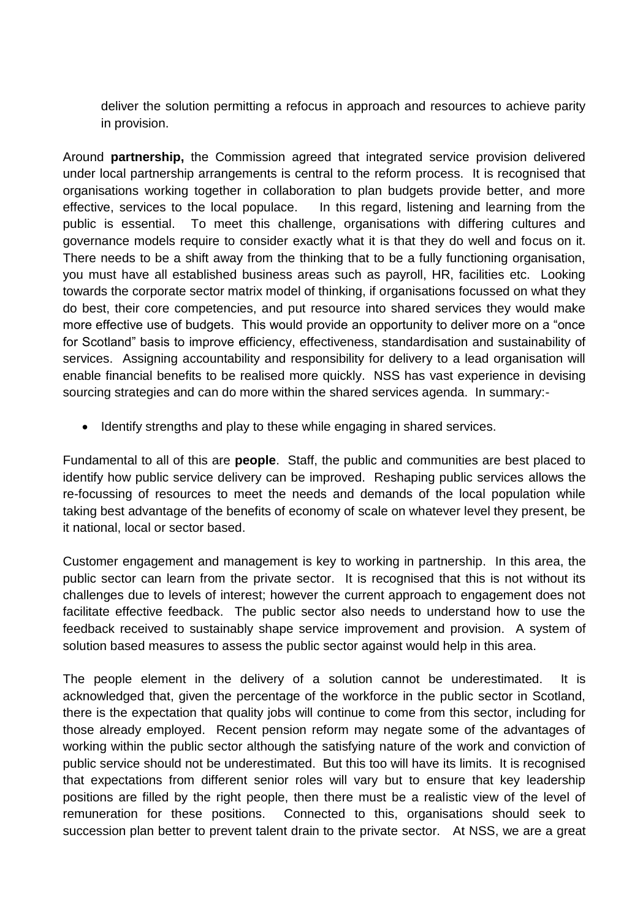deliver the solution permitting a refocus in approach and resources to achieve parity in provision.

Around **partnership,** the Commission agreed that integrated service provision delivered under local partnership arrangements is central to the reform process. It is recognised that organisations working together in collaboration to plan budgets provide better, and more effective, services to the local populace. In this regard, listening and learning from the public is essential. To meet this challenge, organisations with differing cultures and governance models require to consider exactly what it is that they do well and focus on it. There needs to be a shift away from the thinking that to be a fully functioning organisation, you must have all established business areas such as payroll, HR, facilities etc. Looking towards the corporate sector matrix model of thinking, if organisations focussed on what they do best, their core competencies, and put resource into shared services they would make more effective use of budgets. This would provide an opportunity to deliver more on a "once for Scotland" basis to improve efficiency, effectiveness, standardisation and sustainability of services. Assigning accountability and responsibility for delivery to a lead organisation will enable financial benefits to be realised more quickly. NSS has vast experience in devising sourcing strategies and can do more within the shared services agenda. In summary:-

- Identify strengths and play to these while engaging in shared services.

Fundamental to all of this are **people**. Staff, the public and communities are best placed to identify how public service delivery can be improved. Reshaping public services allows the re-focussing of resources to meet the needs and demands of the local population while taking best advantage of the benefits of economy of scale on whatever level they present, be it national, local or sector based.

Customer engagement and management is key to working in partnership. In this area, the public sector can learn from the private sector. It is recognised that this is not without its challenges due to levels of interest; however the current approach to engagement does not facilitate effective feedback. The public sector also needs to understand how to use the feedback received to sustainably shape service improvement and provision. A system of solution based measures to assess the public sector against would help in this area.

The people element in the delivery of a solution cannot be underestimated. It is acknowledged that, given the percentage of the workforce in the public sector in Scotland, there is the expectation that quality jobs will continue to come from this sector, including for those already employed. Recent pension reform may negate some of the advantages of working within the public sector although the satisfying nature of the work and conviction of public service should not be underestimated. But this too will have its limits. It is recognised that expectations from different senior roles will vary but to ensure that key leadership positions are filled by the right people, then there must be a realistic view of the level of remuneration for these positions. Connected to this, organisations should seek to succession plan better to prevent talent drain to the private sector. At NSS, we are a great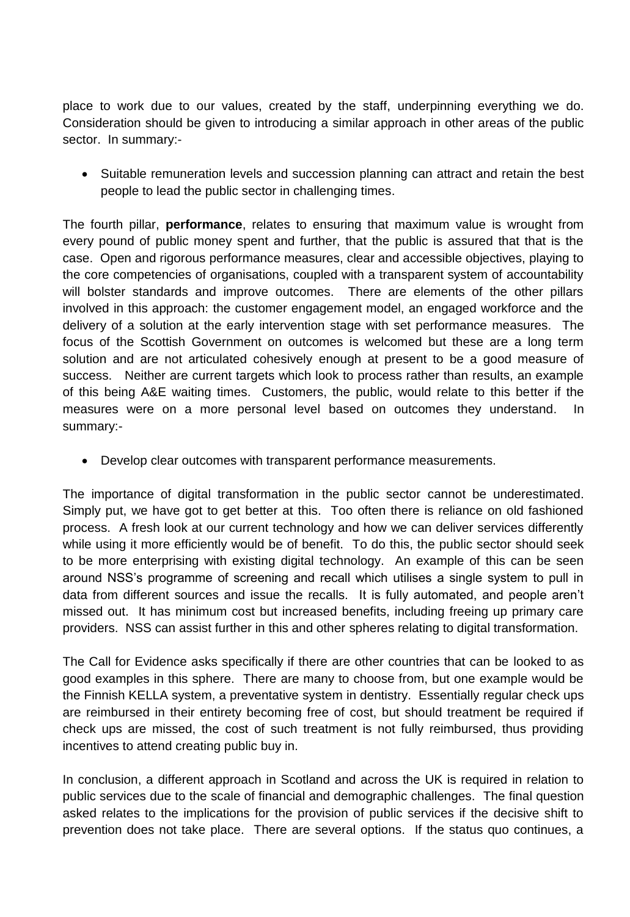place to work due to our values, created by the staff, underpinning everything we do. Consideration should be given to introducing a similar approach in other areas of the public sector. In summary:-

- Suitable remuneration levels and succession planning can attract and retain the best people to lead the public sector in challenging times.

The fourth pillar, **performance**, relates to ensuring that maximum value is wrought from every pound of public money spent and further, that the public is assured that that is the case. Open and rigorous performance measures, clear and accessible objectives, playing to the core competencies of organisations, coupled with a transparent system of accountability will bolster standards and improve outcomes. There are elements of the other pillars involved in this approach: the customer engagement model, an engaged workforce and the delivery of a solution at the early intervention stage with set performance measures. The focus of the Scottish Government on outcomes is welcomed but these are a long term solution and are not articulated cohesively enough at present to be a good measure of success. Neither are current targets which look to process rather than results, an example of this being A&E waiting times. Customers, the public, would relate to this better if the measures were on a more personal level based on outcomes they understand. In summary:-

- Develop clear outcomes with transparent performance measurements.

The importance of digital transformation in the public sector cannot be underestimated. Simply put, we have got to get better at this. Too often there is reliance on old fashioned process. A fresh look at our current technology and how we can deliver services differently while using it more efficiently would be of benefit. To do this, the public sector should seek to be more enterprising with existing digital technology. An example of this can be seen around NSS's programme of screening and recall which utilises a single system to pull in data from different sources and issue the recalls. It is fully automated, and people aren't missed out. It has minimum cost but increased benefits, including freeing up primary care providers. NSS can assist further in this and other spheres relating to digital transformation.

The Call for Evidence asks specifically if there are other countries that can be looked to as good examples in this sphere. There are many to choose from, but one example would be the Finnish KELLA system, a preventative system in dentistry. Essentially regular check ups are reimbursed in their entirety becoming free of cost, but should treatment be required if check ups are missed, the cost of such treatment is not fully reimbursed, thus providing incentives to attend creating public buy in.

In conclusion, a different approach in Scotland and across the UK is required in relation to public services due to the scale of financial and demographic challenges. The final question asked relates to the implications for the provision of public services if the decisive shift to prevention does not take place. There are several options. If the status quo continues, a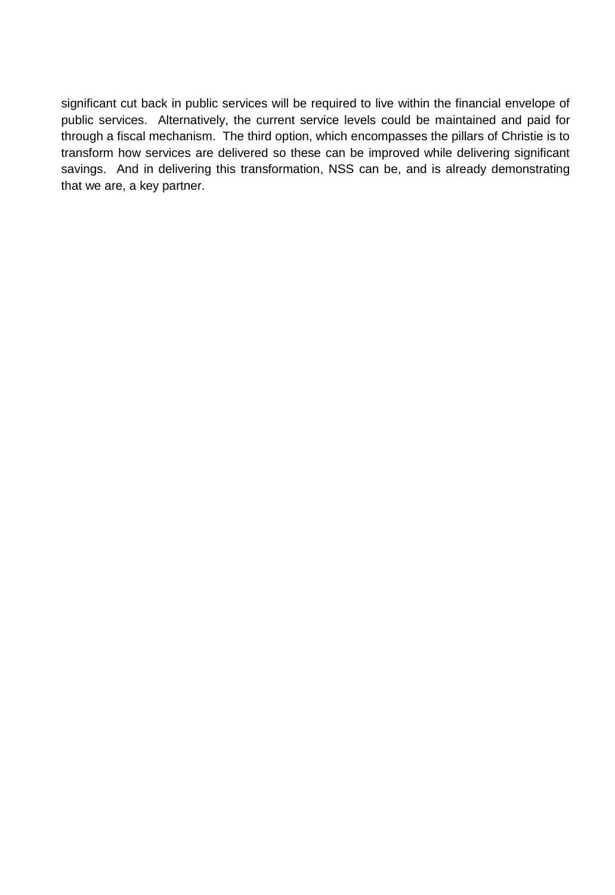significant cut back in public services will be required to live within the financial envelope of public services. Alternatively, the current service levels could be maintained and paid for through a fiscal mechanism. The third option, which encompasses the pillars of Christie is to transform how services are delivered so these can be improved while delivering significant savings. And in delivering this transformation, NSS can be, and is already demonstrating that we are, a key partner.